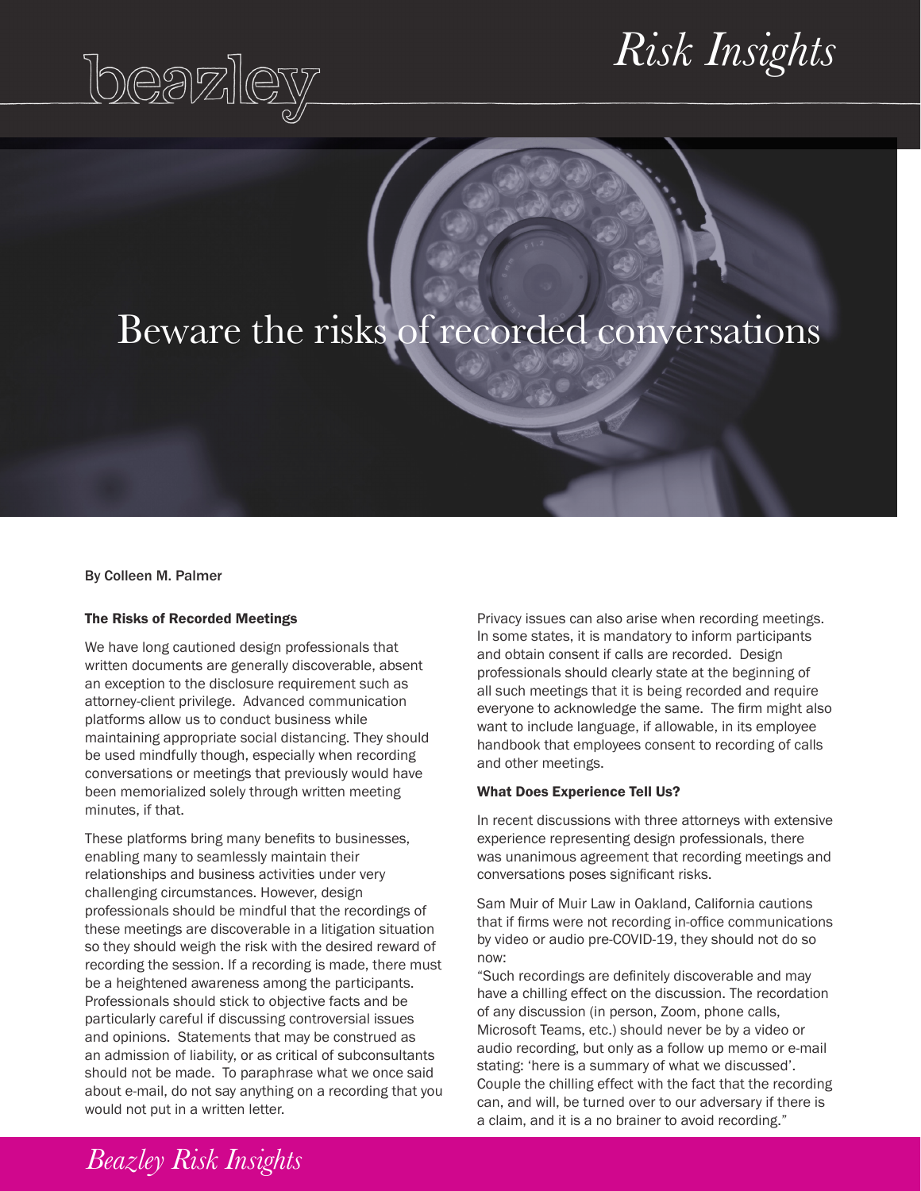# Beware the risks of recorded conversations

By Colleen M. Palmer

## The Risks of Recorded Meetings

We have long cautioned design professionals that written documents are generally discoverable, absent an exception to the disclosure requirement such as attorney-client privilege. Advanced communication platforms allow us to conduct business while maintaining appropriate social distancing. They should be used mindfully though, especially when recording conversations or meetings that previously would have been memorialized solely through written meeting minutes, if that.

These platforms bring many benefits to businesses, enabling many to seamlessly maintain their relationships and business activities under very challenging circumstances. However, design professionals should be mindful that the recordings of these meetings are discoverable in a litigation situation so they should weigh the risk with the desired reward of recording the session. If a recording is made, there must be a heightened awareness among the participants. Professionals should stick to objective facts and be particularly careful if discussing controversial issues and opinions. Statements that may be construed as an admission of liability, or as critical of subconsultants should not be made. To paraphrase what we once said about e-mail, do not say anything on a recording that you would not put in a written letter.

Privacy issues can also arise when recording meetings. In some states, it is mandatory to inform participants and obtain consent if calls are recorded. Design professionals should clearly state at the beginning of all such meetings that it is being recorded and require everyone to acknowledge the same. The firm might also want to include language, if allowable, in its employee handbook that employees consent to recording of calls and other meetings.

## What Does Experience Tell Us?

In recent discussions with three attorneys with extensive experience representing design professionals, there was unanimous agreement that recording meetings and conversations poses significant risks.

Sam Muir of Muir Law in Oakland, California cautions that if firms were not recording in-office communications by video or audio pre-COVID-19, they should not do so now:

"Such recordings are definitely discoverable and may have a chilling effect on the discussion. The recordation of any discussion (in person, Zoom, phone calls, Microsoft Teams, etc.) should never be by a video or audio recording, but only as a follow up memo or e-mail stating: 'here is a summary of what we discussed'. Couple the chilling effect with the fact that the recording can, and will, be turned over to our adversary if there is a claim, and it is a no brainer to avoid recording."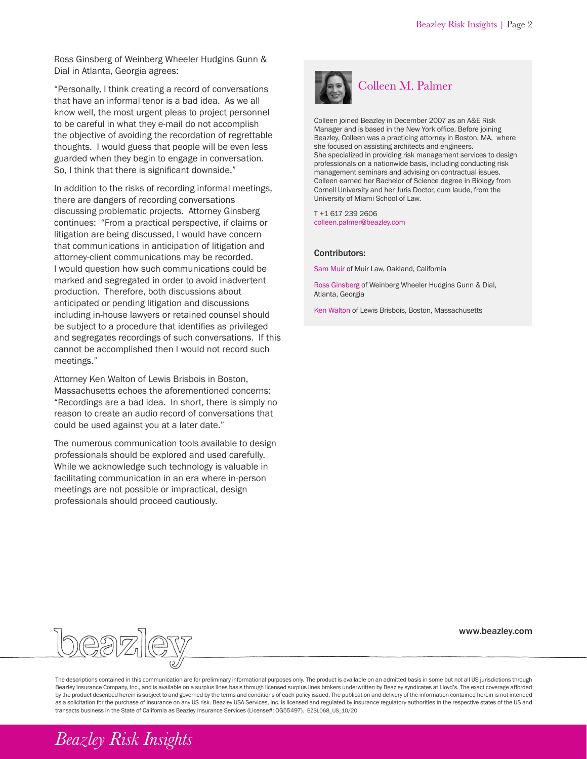Ross Ginsberg of Weinberg Wheeler Hudgins Gunn & Dial in Atlanta, Georgia agrees:

"Personally, I think creating a record of conversations that have an informal tenor is a bad idea. As we all know well, the most urgent pleas to project personnel to be careful in what they e-mail do not accomplish the objective of avoiding the recordation of regrettable thoughts. I would guess that people will be even less guarded when they begin to engage in conversation. So, I think that there is significant downside."

In addition to the risks of recording informal meetings, there are dangers of recording conversations discussing problematic projects. Attorney Ginsberg continues: "From a practical perspective, if claims or litigation are being discussed, I would have concern that communications in anticipation of litigation and attorney-client communications may be recorded. I would question how such communications could be marked and segregated in order to avoid inadvertent production. Therefore, both discussions about anticipated or pending litigation and discussions including in-house lawyers or retained counsel should be subject to a procedure that identifies as privileged and segregates recordings of such conversations. If this cannot be accomplished then I would not record such meetings."

Attorney Ken Walton of Lewis Brisbois in Boston, Massachusetts echoes the aforementioned concerns: "Recordings are a bad idea. In short, there is simply no reason to create an audio record of conversations that could be used against you at a later date."

The numerous communication tools available to design professionals should be explored and used carefully. While we acknowledge such technology is valuable in facilitating communication in an era where in-person meetings are not possible or impractical, design professionals should proceed cautiously.

## Colleen M. Palmer

Colleen joined Beazley in December 2007 as an A&E Risk Manager and is based in the New York office. Before joining Beazley, Colleen was a practicing attorney in Boston, MA, where she focused on assisting architects and engineers. She specialized in providing risk management services to design professionals on a nationwide basis, including conducting risk management seminars and advising on contractual issues. Colleen earned her Bachelor of Science degree in Biology from Cornell University and her Juris Doctor, cum laude, from the University of Miami School of Law.

T +1 617 239 2606
colleen.palmer@beazley.com

### Contributors:

Sam Muir of Muir Law, Oakland, California

Ross Ginsberg of Weinberg Wheeler Hudgins Gunn & Dial, Atlanta, Georgia

Ken Walton of Lewis Brisbois, Boston, Massachusetts

www.beazley.com

The descriptions contained in this communication are for preliminary informational purposes only. The product is available on an admitted basis in some but not all US jurisdictions through Beazley Insurance Company, Inc., and is available on a surplus lines basis through licensed surplus lines brokers underwritten by Beazley syndicates at Lloyd's. The exact coverage afforded by the product described herein is subject to and governed by the terms and conditions of each policy issued. The publication and delivery of the information contained herein is not intended as a solicitation for the purchase of insurance on any US risk. Beazley USA Services, Inc. is licensed and regulated by insurance regulatory authorities in the respective states of the US and transacts business in the State of California as Beazley Insurance Services (License#: OG55497). BZSL068_US_10/20